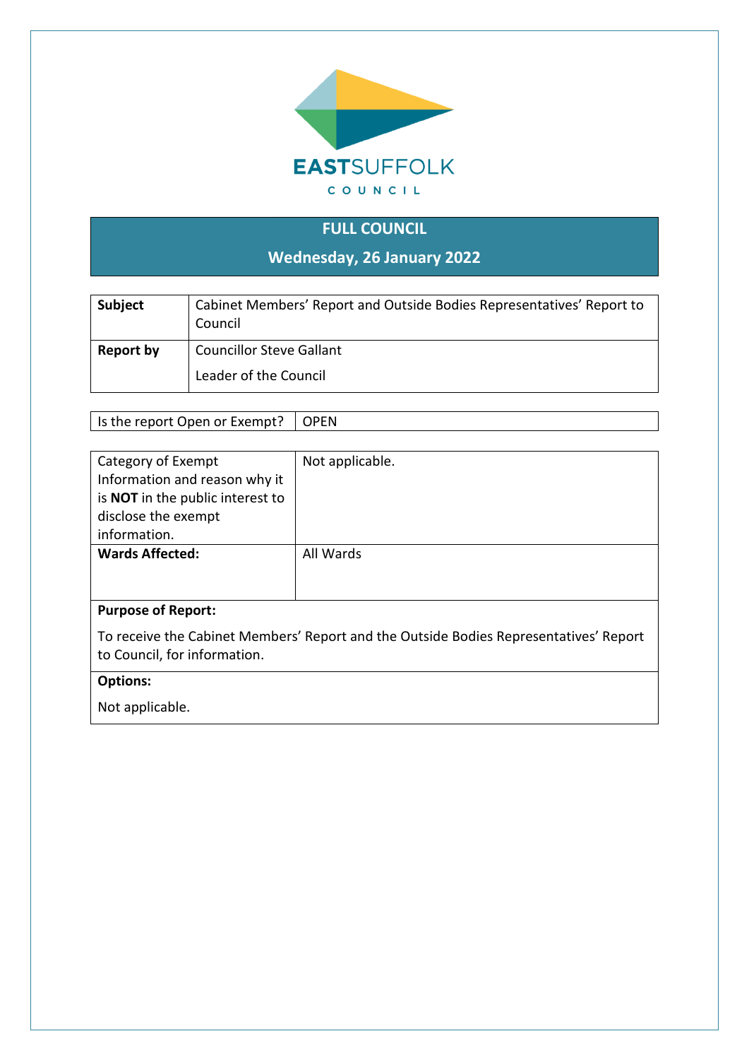EASTSUFFOLK

COUNCIL

# FULL COUNCIL

## Wednesday, 26 January 2022

| **Subject** | Cabinet Members' Report and Outside Bodies Representatives' Report to Council |
|---|---|
| **Report by** | Councillor Steve Gallant<br><br>Leader of the Council |

| Is the report Open or Exempt? | OPEN |
|---|---|

| Category of Exempt Information and reason why it is **NOT** in the public interest to disclose the exempt information. | Not applicable. |
|---|---|
| **Wards Affected:** | All Wards |

**Purpose of Report:**

To receive the Cabinet Members' Report and the Outside Bodies Representatives' Report to Council, for information.

**Options:**

Not applicable.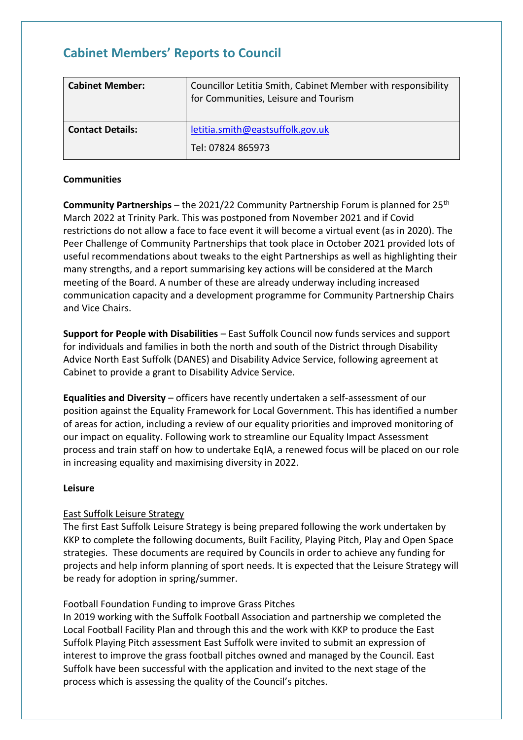# Cabinet Members' Reports to Council

| **Cabinet Member:** | Councillor Letitia Smith, Cabinet Member with responsibility for Communities, Leisure and Tourism |
|---|---|
| **Contact Details:** | letitia.smith@eastsuffolk.gov.uk<br>Tel: 07824 865973 |

**Communities**

**Community Partnerships** – the 2021/22 Community Partnership Forum is planned for 25th March 2022 at Trinity Park. This was postponed from November 2021 and if Covid restrictions do not allow a face to face event it will become a virtual event (as in 2020). The Peer Challenge of Community Partnerships that took place in October 2021 provided lots of useful recommendations about tweaks to the eight Partnerships as well as highlighting their many strengths, and a report summarising key actions will be considered at the March meeting of the Board. A number of these are already underway including increased communication capacity and a development programme for Community Partnership Chairs and Vice Chairs.

**Support for People with Disabilities** – East Suffolk Council now funds services and support for individuals and families in both the north and south of the District through Disability Advice North East Suffolk (DANES) and Disability Advice Service, following agreement at Cabinet to provide a grant to Disability Advice Service.

**Equalities and Diversity** – officers have recently undertaken a self-assessment of our position against the Equality Framework for Local Government. This has identified a number of areas for action, including a review of our equality priorities and improved monitoring of our impact on equality. Following work to streamline our Equality Impact Assessment process and train staff on how to undertake EqIA, a renewed focus will be placed on our role in increasing equality and maximising diversity in 2022.

**Leisure**

East Suffolk Leisure Strategy

The first East Suffolk Leisure Strategy is being prepared following the work undertaken by KKP to complete the following documents, Built Facility, Playing Pitch, Play and Open Space strategies. These documents are required by Councils in order to achieve any funding for projects and help inform planning of sport needs. It is expected that the Leisure Strategy will be ready for adoption in spring/summer.

Football Foundation Funding to improve Grass Pitches

In 2019 working with the Suffolk Football Association and partnership we completed the Local Football Facility Plan and through this and the work with KKP to produce the East Suffolk Playing Pitch assessment East Suffolk were invited to submit an expression of interest to improve the grass football pitches owned and managed by the Council. East Suffolk have been successful with the application and invited to the next stage of the process which is assessing the quality of the Council's pitches.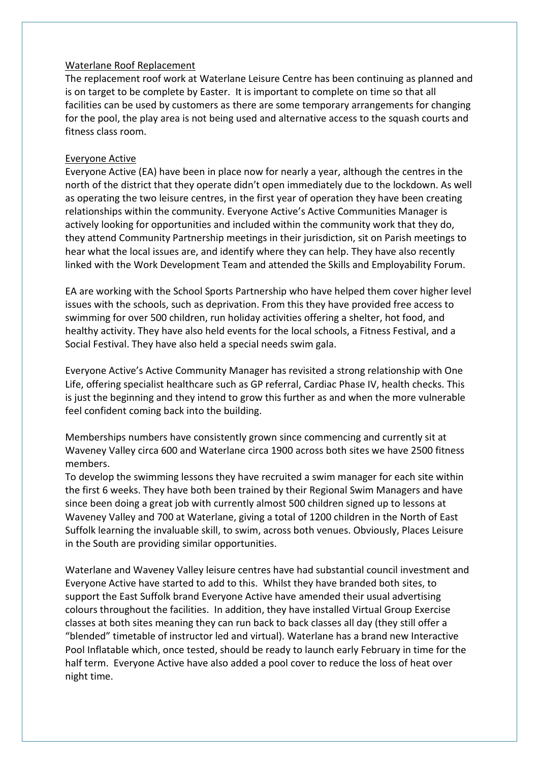Waterlane Roof Replacement

The replacement roof work at Waterlane Leisure Centre has been continuing as planned and is on target to be complete by Easter. It is important to complete on time so that all facilities can be used by customers as there are some temporary arrangements for changing for the pool, the play area is not being used and alternative access to the squash courts and fitness class room.

Everyone Active

Everyone Active (EA) have been in place now for nearly a year, although the centres in the north of the district that they operate didn't open immediately due to the lockdown. As well as operating the two leisure centres, in the first year of operation they have been creating relationships within the community. Everyone Active's Active Communities Manager is actively looking for opportunities and included within the community work that they do, they attend Community Partnership meetings in their jurisdiction, sit on Parish meetings to hear what the local issues are, and identify where they can help. They have also recently linked with the Work Development Team and attended the Skills and Employability Forum.

EA are working with the School Sports Partnership who have helped them cover higher level issues with the schools, such as deprivation. From this they have provided free access to swimming for over 500 children, run holiday activities offering a shelter, hot food, and healthy activity. They have also held events for the local schools, a Fitness Festival, and a Social Festival. They have also held a special needs swim gala.

Everyone Active's Active Community Manager has revisited a strong relationship with One Life, offering specialist healthcare such as GP referral, Cardiac Phase IV, health checks. This is just the beginning and they intend to grow this further as and when the more vulnerable feel confident coming back into the building.

Memberships numbers have consistently grown since commencing and currently sit at Waveney Valley circa 600 and Waterlane circa 1900 across both sites we have 2500 fitness members.

To develop the swimming lessons they have recruited a swim manager for each site within the first 6 weeks. They have both been trained by their Regional Swim Managers and have since been doing a great job with currently almost 500 children signed up to lessons at Waveney Valley and 700 at Waterlane, giving a total of 1200 children in the North of East Suffolk learning the invaluable skill, to swim, across both venues. Obviously, Places Leisure in the South are providing similar opportunities.

Waterlane and Waveney Valley leisure centres have had substantial council investment and Everyone Active have started to add to this. Whilst they have branded both sites, to support the East Suffolk brand Everyone Active have amended their usual advertising colours throughout the facilities. In addition, they have installed Virtual Group Exercise classes at both sites meaning they can run back to back classes all day (they still offer a "blended" timetable of instructor led and virtual). Waterlane has a brand new Interactive Pool Inflatable which, once tested, should be ready to launch early February in time for the half term. Everyone Active have also added a pool cover to reduce the loss of heat over night time.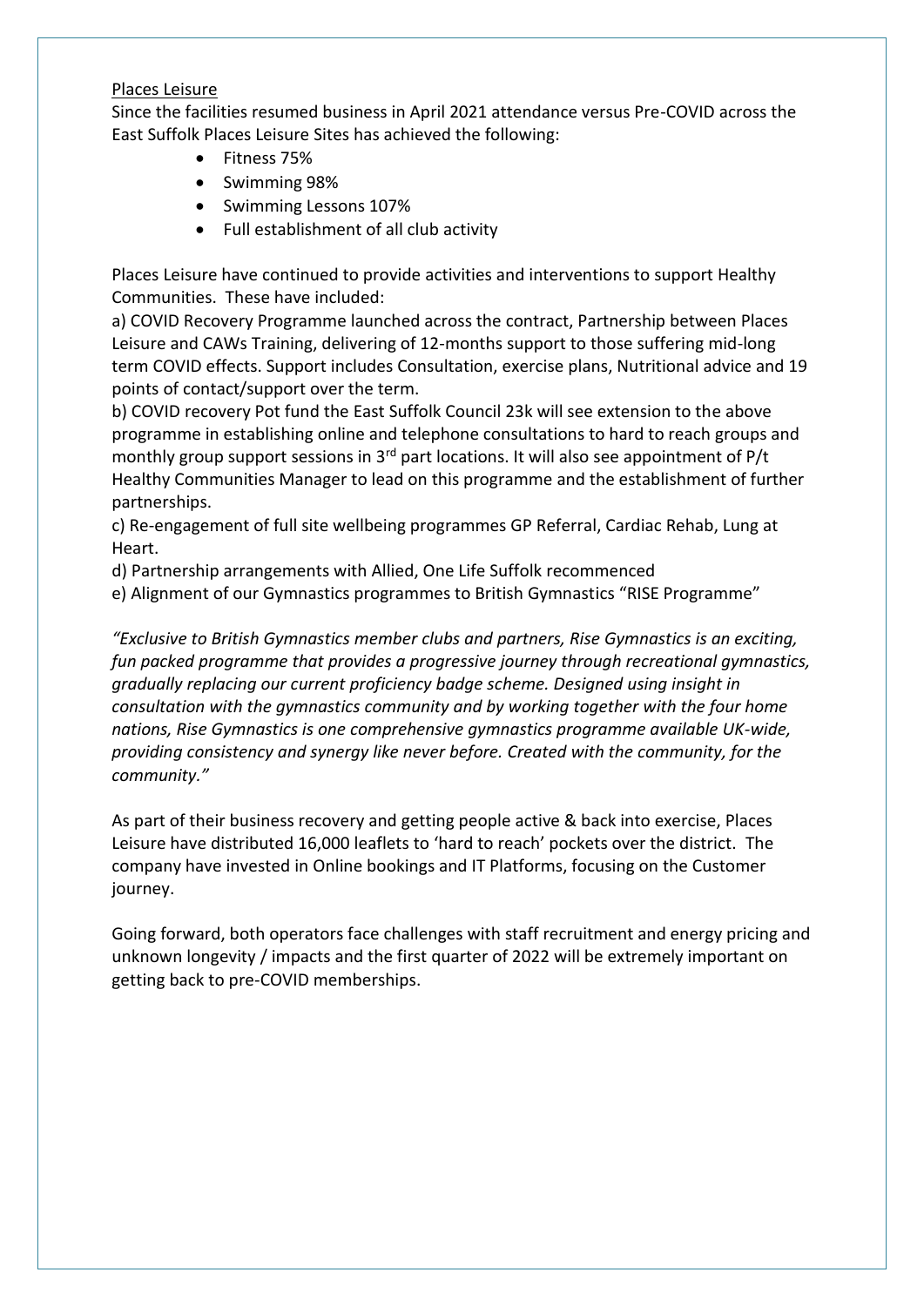Places Leisure

Since the facilities resumed business in April 2021 attendance versus Pre-COVID across the East Suffolk Places Leisure Sites has achieved the following:

- Fitness 75%
- Swimming 98%
- Swimming Lessons 107%
- Full establishment of all club activity

Places Leisure have continued to provide activities and interventions to support Healthy Communities. These have included:

a) COVID Recovery Programme launched across the contract, Partnership between Places Leisure and CAWs Training, delivering of 12-months support to those suffering mid-long term COVID effects. Support includes Consultation, exercise plans, Nutritional advice and 19 points of contact/support over the term.

b) COVID recovery Pot fund the East Suffolk Council 23k will see extension to the above programme in establishing online and telephone consultations to hard to reach groups and monthly group support sessions in 3rd part locations. It will also see appointment of P/t Healthy Communities Manager to lead on this programme and the establishment of further partnerships.

c) Re-engagement of full site wellbeing programmes GP Referral, Cardiac Rehab, Lung at Heart.

d) Partnership arrangements with Allied, One Life Suffolk recommenced

e) Alignment of our Gymnastics programmes to British Gymnastics "RISE Programme"

*"Exclusive to British Gymnastics member clubs and partners, Rise Gymnastics is an exciting, fun packed programme that provides a progressive journey through recreational gymnastics, gradually replacing our current proficiency badge scheme. Designed using insight in consultation with the gymnastics community and by working together with the four home nations, Rise Gymnastics is one comprehensive gymnastics programme available UK-wide, providing consistency and synergy like never before. Created with the community, for the community."*

As part of their business recovery and getting people active & back into exercise, Places Leisure have distributed 16,000 leaflets to 'hard to reach' pockets over the district. The company have invested in Online bookings and IT Platforms, focusing on the Customer journey.

Going forward, both operators face challenges with staff recruitment and energy pricing and unknown longevity / impacts and the first quarter of 2022 will be extremely important on getting back to pre-COVID memberships.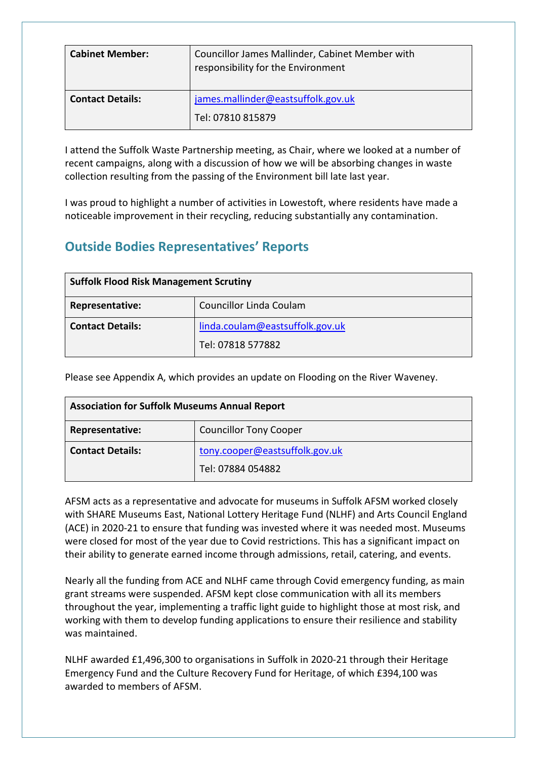| **Cabinet Member:** | Councillor James Mallinder, Cabinet Member with responsibility for the Environment |
|---|---|
| **Contact Details:** | james.mallinder@eastsuffolk.gov.uk<br>Tel: 07810 815879 |

I attend the Suffolk Waste Partnership meeting, as Chair, where we looked at a number of recent campaigns, along with a discussion of how we will be absorbing changes in waste collection resulting from the passing of the Environment bill late last year.

I was proud to highlight a number of activities in Lowestoft, where residents have made a noticeable improvement in their recycling, reducing substantially any contamination.

## Outside Bodies Representatives' Reports

| **Suffolk Flood Risk Management Scrutiny** | |
|---|---|
| **Representative:** | Councillor Linda Coulam |
| **Contact Details:** | linda.coulam@eastsuffolk.gov.uk<br>Tel: 07818 577882 |

Please see Appendix A, which provides an update on Flooding on the River Waveney.

| **Association for Suffolk Museums Annual Report** | |
|---|---|
| **Representative:** | Councillor Tony Cooper |
| **Contact Details:** | tony.cooper@eastsuffolk.gov.uk<br>Tel: 07884 054882 |

AFSM acts as a representative and advocate for museums in Suffolk AFSM worked closely with SHARE Museums East, National Lottery Heritage Fund (NLHF) and Arts Council England (ACE) in 2020-21 to ensure that funding was invested where it was needed most. Museums were closed for most of the year due to Covid restrictions. This has a significant impact on their ability to generate earned income through admissions, retail, catering, and events.

Nearly all the funding from ACE and NLHF came through Covid emergency funding, as main grant streams were suspended. AFSM kept close communication with all its members throughout the year, implementing a traffic light guide to highlight those at most risk, and working with them to develop funding applications to ensure their resilience and stability was maintained.

NLHF awarded £1,496,300 to organisations in Suffolk in 2020-21 through their Heritage Emergency Fund and the Culture Recovery Fund for Heritage, of which £394,100 was awarded to members of AFSM.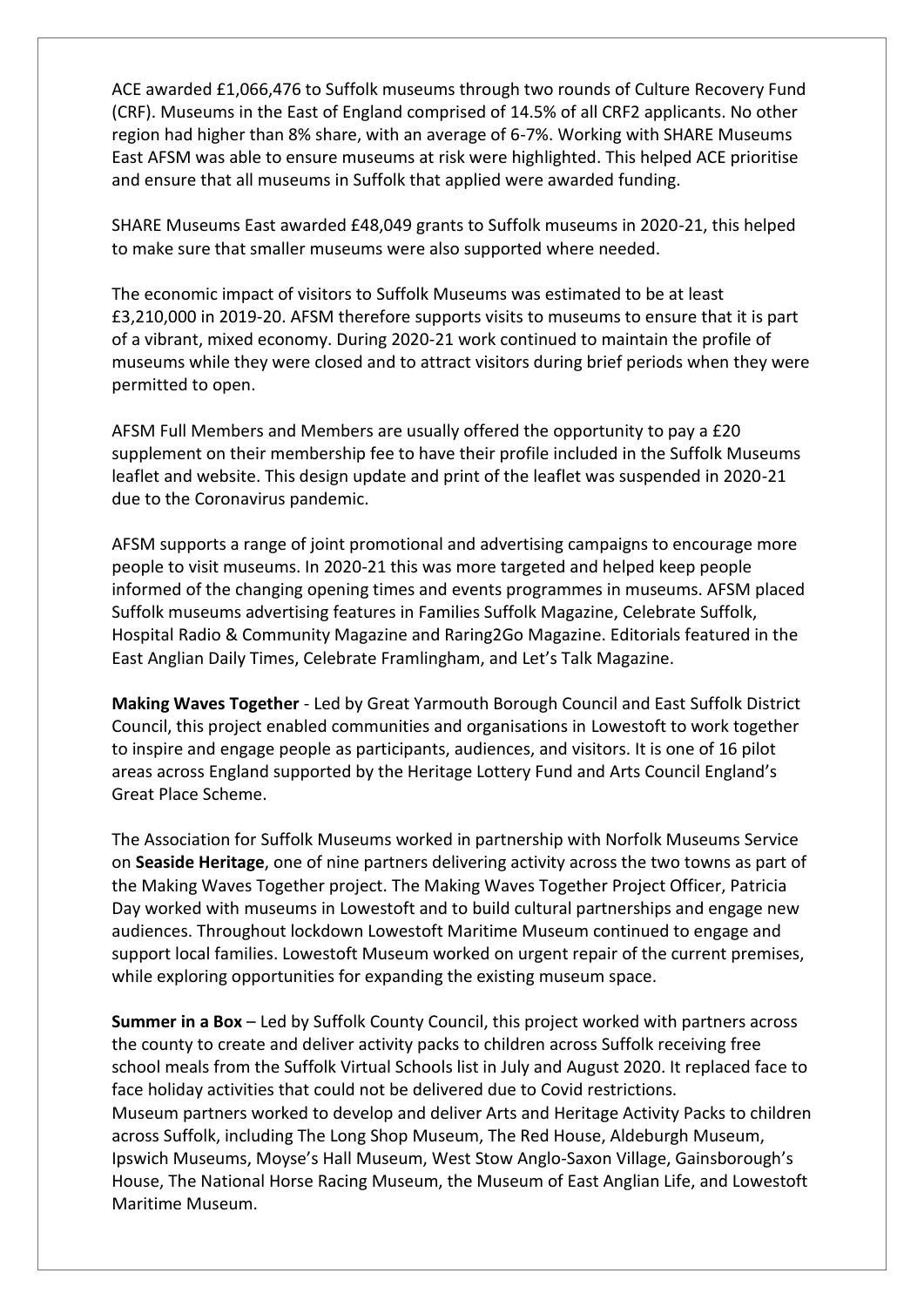ACE awarded £1,066,476 to Suffolk museums through two rounds of Culture Recovery Fund (CRF). Museums in the East of England comprised of 14.5% of all CRF2 applicants. No other region had higher than 8% share, with an average of 6-7%. Working with SHARE Museums East AFSM was able to ensure museums at risk were highlighted. This helped ACE prioritise and ensure that all museums in Suffolk that applied were awarded funding.

SHARE Museums East awarded £48,049 grants to Suffolk museums in 2020-21, this helped to make sure that smaller museums were also supported where needed.

The economic impact of visitors to Suffolk Museums was estimated to be at least £3,210,000 in 2019-20. AFSM therefore supports visits to museums to ensure that it is part of a vibrant, mixed economy. During 2020-21 work continued to maintain the profile of museums while they were closed and to attract visitors during brief periods when they were permitted to open.

AFSM Full Members and Members are usually offered the opportunity to pay a £20 supplement on their membership fee to have their profile included in the Suffolk Museums leaflet and website. This design update and print of the leaflet was suspended in 2020-21 due to the Coronavirus pandemic.

AFSM supports a range of joint promotional and advertising campaigns to encourage more people to visit museums. In 2020-21 this was more targeted and helped keep people informed of the changing opening times and events programmes in museums. AFSM placed Suffolk museums advertising features in Families Suffolk Magazine, Celebrate Suffolk, Hospital Radio & Community Magazine and Raring2Go Magazine. Editorials featured in the East Anglian Daily Times, Celebrate Framlingham, and Let's Talk Magazine.

**Making Waves Together** - Led by Great Yarmouth Borough Council and East Suffolk District Council, this project enabled communities and organisations in Lowestoft to work together to inspire and engage people as participants, audiences, and visitors. It is one of 16 pilot areas across England supported by the Heritage Lottery Fund and Arts Council England's Great Place Scheme.

The Association for Suffolk Museums worked in partnership with Norfolk Museums Service on **Seaside Heritage**, one of nine partners delivering activity across the two towns as part of the Making Waves Together project. The Making Waves Together Project Officer, Patricia Day worked with museums in Lowestoft and to build cultural partnerships and engage new audiences. Throughout lockdown Lowestoft Maritime Museum continued to engage and support local families. Lowestoft Museum worked on urgent repair of the current premises, while exploring opportunities for expanding the existing museum space.

**Summer in a Box** – Led by Suffolk County Council, this project worked with partners across the county to create and deliver activity packs to children across Suffolk receiving free school meals from the Suffolk Virtual Schools list in July and August 2020. It replaced face to face holiday activities that could not be delivered due to Covid restrictions.
Museum partners worked to develop and deliver Arts and Heritage Activity Packs to children across Suffolk, including The Long Shop Museum, The Red House, Aldeburgh Museum, Ipswich Museums, Moyse's Hall Museum, West Stow Anglo-Saxon Village, Gainsborough's House, The National Horse Racing Museum, the Museum of East Anglian Life, and Lowestoft Maritime Museum.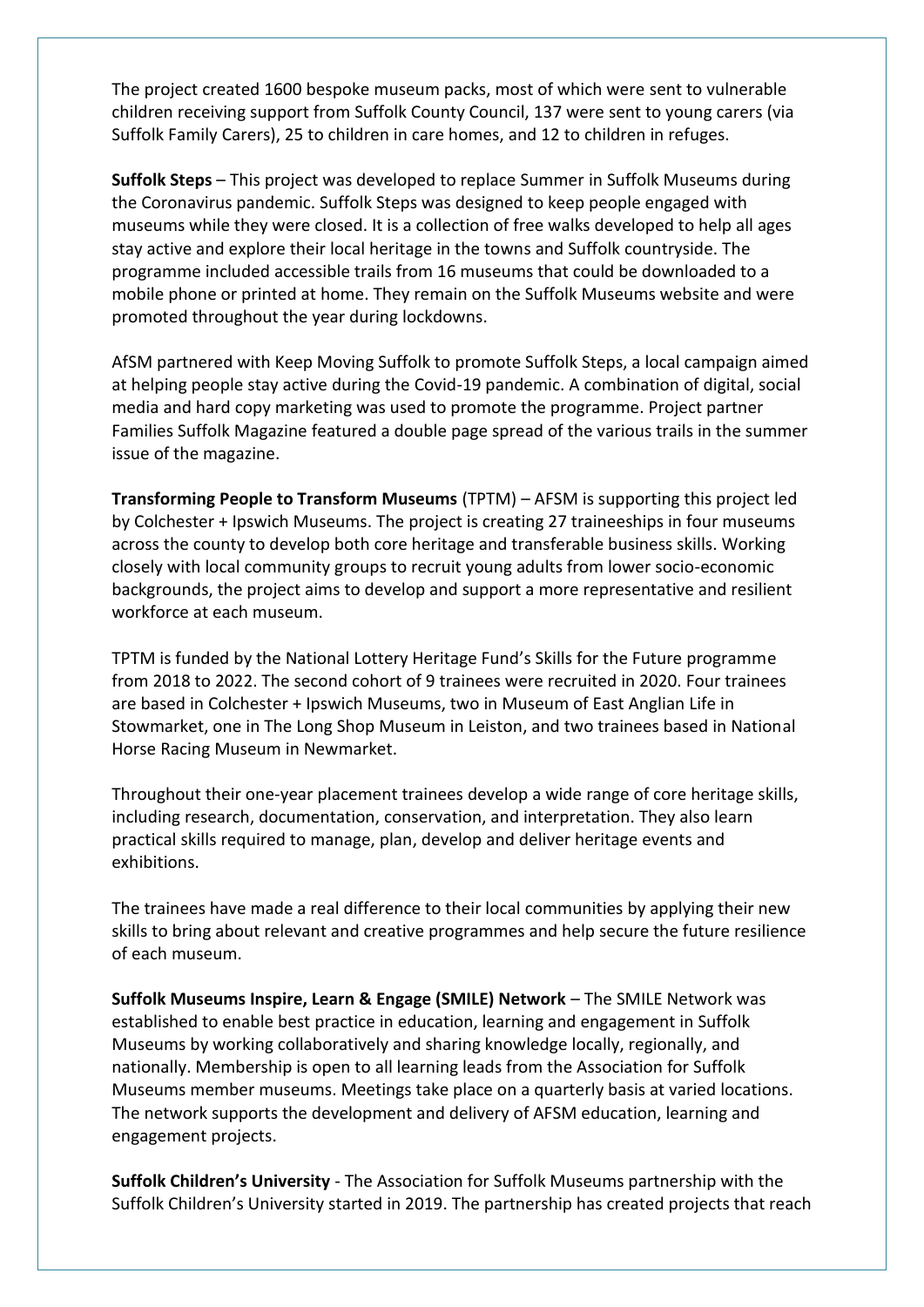The project created 1600 bespoke museum packs, most of which were sent to vulnerable children receiving support from Suffolk County Council, 137 were sent to young carers (via Suffolk Family Carers), 25 to children in care homes, and 12 to children in refuges.

**Suffolk Steps** – This project was developed to replace Summer in Suffolk Museums during the Coronavirus pandemic. Suffolk Steps was designed to keep people engaged with museums while they were closed. It is a collection of free walks developed to help all ages stay active and explore their local heritage in the towns and Suffolk countryside. The programme included accessible trails from 16 museums that could be downloaded to a mobile phone or printed at home. They remain on the Suffolk Museums website and were promoted throughout the year during lockdowns.

AfSM partnered with Keep Moving Suffolk to promote Suffolk Steps, a local campaign aimed at helping people stay active during the Covid-19 pandemic. A combination of digital, social media and hard copy marketing was used to promote the programme. Project partner Families Suffolk Magazine featured a double page spread of the various trails in the summer issue of the magazine.

**Transforming People to Transform Museums** (TPTM) – AFSM is supporting this project led by Colchester + Ipswich Museums. The project is creating 27 traineeships in four museums across the county to develop both core heritage and transferable business skills. Working closely with local community groups to recruit young adults from lower socio-economic backgrounds, the project aims to develop and support a more representative and resilient workforce at each museum.

TPTM is funded by the National Lottery Heritage Fund's Skills for the Future programme from 2018 to 2022. The second cohort of 9 trainees were recruited in 2020. Four trainees are based in Colchester + Ipswich Museums, two in Museum of East Anglian Life in Stowmarket, one in The Long Shop Museum in Leiston, and two trainees based in National Horse Racing Museum in Newmarket.

Throughout their one-year placement trainees develop a wide range of core heritage skills, including research, documentation, conservation, and interpretation. They also learn practical skills required to manage, plan, develop and deliver heritage events and exhibitions.

The trainees have made a real difference to their local communities by applying their new skills to bring about relevant and creative programmes and help secure the future resilience of each museum.

**Suffolk Museums Inspire, Learn & Engage (SMILE) Network** – The SMILE Network was established to enable best practice in education, learning and engagement in Suffolk Museums by working collaboratively and sharing knowledge locally, regionally, and nationally. Membership is open to all learning leads from the Association for Suffolk Museums member museums. Meetings take place on a quarterly basis at varied locations. The network supports the development and delivery of AFSM education, learning and engagement projects.

**Suffolk Children's University** - The Association for Suffolk Museums partnership with the Suffolk Children's University started in 2019. The partnership has created projects that reach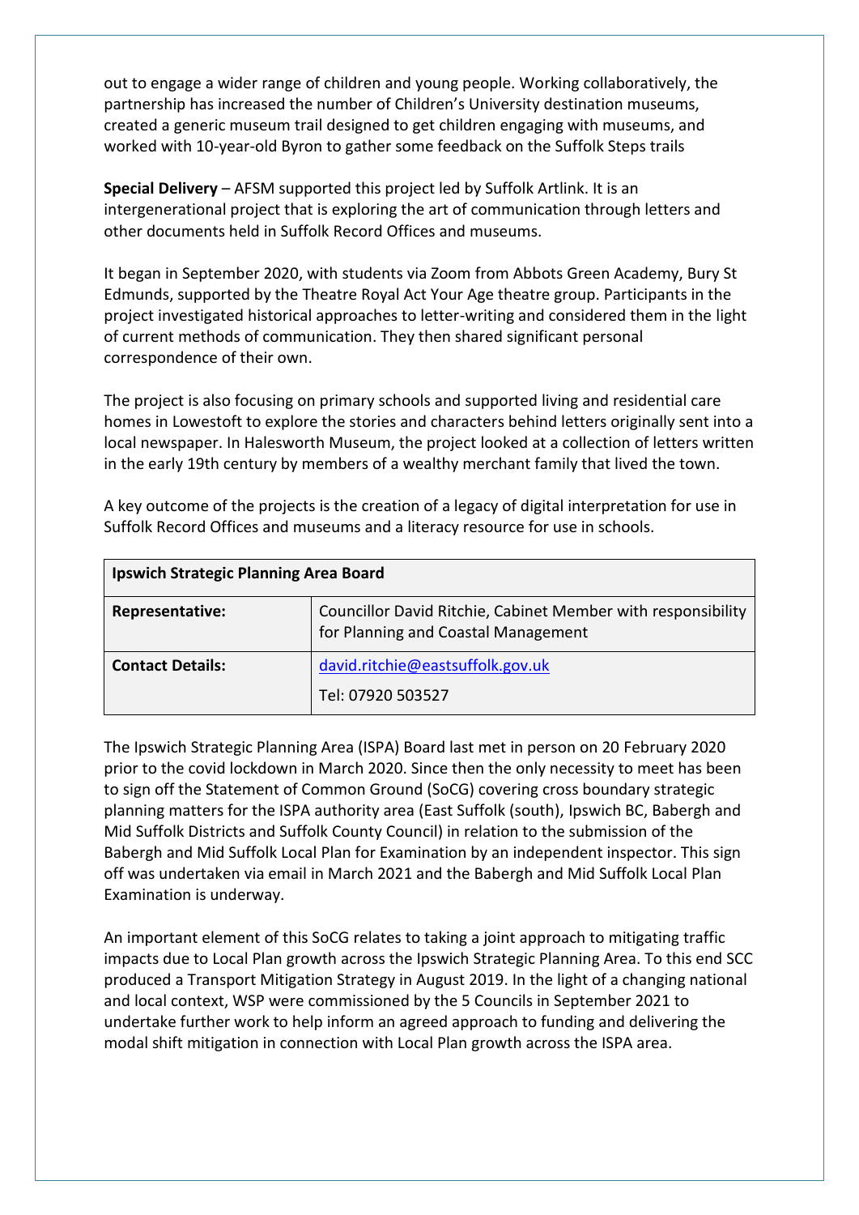out to engage a wider range of children and young people. Working collaboratively, the partnership has increased the number of Children's University destination museums, created a generic museum trail designed to get children engaging with museums, and worked with 10-year-old Byron to gather some feedback on the Suffolk Steps trails

**Special Delivery** – AFSM supported this project led by Suffolk Artlink. It is an intergenerational project that is exploring the art of communication through letters and other documents held in Suffolk Record Offices and museums.

It began in September 2020, with students via Zoom from Abbots Green Academy, Bury St Edmunds, supported by the Theatre Royal Act Your Age theatre group. Participants in the project investigated historical approaches to letter-writing and considered them in the light of current methods of communication. They then shared significant personal correspondence of their own.

The project is also focusing on primary schools and supported living and residential care homes in Lowestoft to explore the stories and characters behind letters originally sent into a local newspaper. In Halesworth Museum, the project looked at a collection of letters written in the early 19th century by members of a wealthy merchant family that lived the town.

A key outcome of the projects is the creation of a legacy of digital interpretation for use in Suffolk Record Offices and museums and a literacy resource for use in schools.

| **Ipswich Strategic Planning Area Board** | |
|---|---|
| **Representative:** | Councillor David Ritchie, Cabinet Member with responsibility for Planning and Coastal Management |
| **Contact Details:** | david.ritchie@eastsuffolk.gov.uk<br>Tel: 07920 503527 |

The Ipswich Strategic Planning Area (ISPA) Board last met in person on 20 February 2020 prior to the covid lockdown in March 2020. Since then the only necessity to meet has been to sign off the Statement of Common Ground (SoCG) covering cross boundary strategic planning matters for the ISPA authority area (East Suffolk (south), Ipswich BC, Babergh and Mid Suffolk Districts and Suffolk County Council) in relation to the submission of the Babergh and Mid Suffolk Local Plan for Examination by an independent inspector. This sign off was undertaken via email in March 2021 and the Babergh and Mid Suffolk Local Plan Examination is underway.

An important element of this SoCG relates to taking a joint approach to mitigating traffic impacts due to Local Plan growth across the Ipswich Strategic Planning Area. To this end SCC produced a Transport Mitigation Strategy in August 2019. In the light of a changing national and local context, WSP were commissioned by the 5 Councils in September 2021 to undertake further work to help inform an agreed approach to funding and delivering the modal shift mitigation in connection with Local Plan growth across the ISPA area.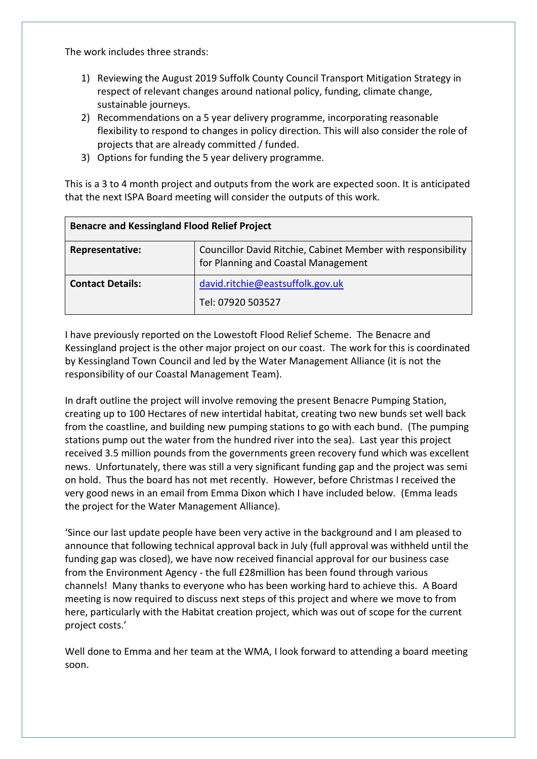The work includes three strands:

1) Reviewing the August 2019 Suffolk County Council Transport Mitigation Strategy in respect of relevant changes around national policy, funding, climate change, sustainable journeys.
2) Recommendations on a 5 year delivery programme, incorporating reasonable flexibility to respond to changes in policy direction. This will also consider the role of projects that are already committed / funded.
3) Options for funding the 5 year delivery programme.

This is a 3 to 4 month project and outputs from the work are expected soon. It is anticipated that the next ISPA Board meeting will consider the outputs of this work.

| **Benacre and Kessingland Flood Relief Project** | |
|---|---|
| **Representative:** | Councillor David Ritchie, Cabinet Member with responsibility for Planning and Coastal Management |
| **Contact Details:** | david.ritchie@eastsuffolk.gov.uk<br>Tel: 07920 503527 |

I have previously reported on the Lowestoft Flood Relief Scheme. The Benacre and Kessingland project is the other major project on our coast. The work for this is coordinated by Kessingland Town Council and led by the Water Management Alliance (it is not the responsibility of our Coastal Management Team).

In draft outline the project will involve removing the present Benacre Pumping Station, creating up to 100 Hectares of new intertidal habitat, creating two new bunds set well back from the coastline, and building new pumping stations to go with each bund. (The pumping stations pump out the water from the hundred river into the sea). Last year this project received 3.5 million pounds from the governments green recovery fund which was excellent news. Unfortunately, there was still a very significant funding gap and the project was semi on hold. Thus the board has not met recently. However, before Christmas I received the very good news in an email from Emma Dixon which I have included below. (Emma leads the project for the Water Management Alliance).

'Since our last update people have been very active in the background and I am pleased to announce that following technical approval back in July (full approval was withheld until the funding gap was closed), we have now received financial approval for our business case from the Environment Agency - the full £28million has been found through various channels! Many thanks to everyone who has been working hard to achieve this. A Board meeting is now required to discuss next steps of this project and where we move to from here, particularly with the Habitat creation project, which was out of scope for the current project costs.'

Well done to Emma and her team at the WMA, I look forward to attending a board meeting soon.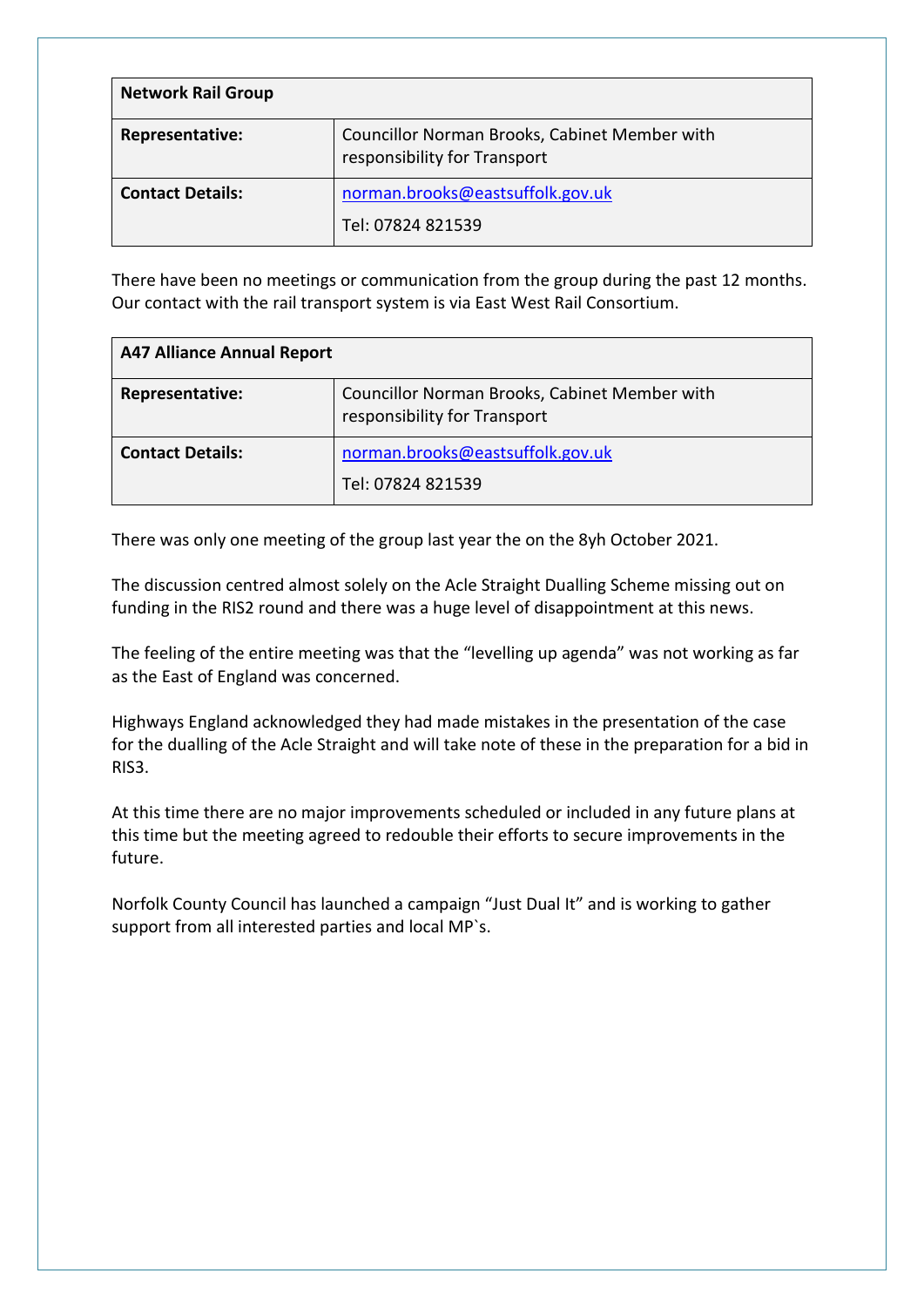| Network Rail Group | |
|---|---|
| **Representative:** | Councillor Norman Brooks, Cabinet Member with responsibility for Transport |
| **Contact Details:** | norman.brooks@eastsuffolk.gov.uk<br>Tel: 07824 821539 |

There have been no meetings or communication from the group during the past 12 months. Our contact with the rail transport system is via East West Rail Consortium.

| A47 Alliance Annual Report | |
|---|---|
| **Representative:** | Councillor Norman Brooks, Cabinet Member with responsibility for Transport |
| **Contact Details:** | norman.brooks@eastsuffolk.gov.uk<br>Tel: 07824 821539 |

There was only one meeting of the group last year the on the 8yh October 2021.

The discussion centred almost solely on the Acle Straight Dualling Scheme missing out on funding in the RIS2 round and there was a huge level of disappointment at this news.

The feeling of the entire meeting was that the "levelling up agenda" was not working as far as the East of England was concerned.

Highways England acknowledged they had made mistakes in the presentation of the case for the dualling of the Acle Straight and will take note of these in the preparation for a bid in RIS3.

At this time there are no major improvements scheduled or included in any future plans at this time but the meeting agreed to redouble their efforts to secure improvements in the future.

Norfolk County Council has launched a campaign "Just Dual It" and is working to gather support from all interested parties and local MP`s.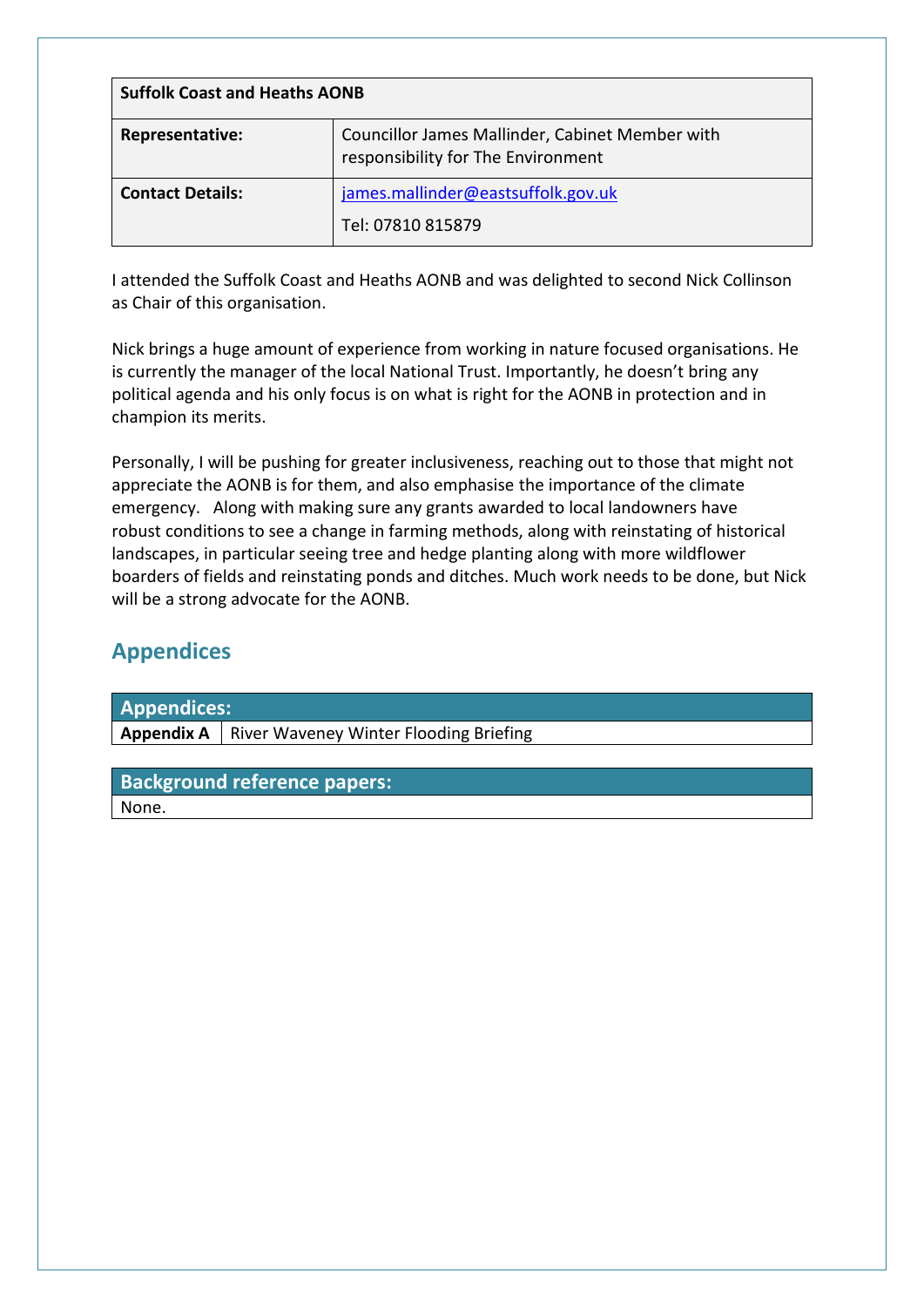| Suffolk Coast and Heaths AONB | |
|---|---|
| **Representative:** | Councillor James Mallinder, Cabinet Member with responsibility for The Environment |
| **Contact Details:** | james.mallinder@eastsuffolk.gov.uk<br><br>Tel: 07810 815879 |

I attended the Suffolk Coast and Heaths AONB and was delighted to second Nick Collinson as Chair of this organisation.

Nick brings a huge amount of experience from working in nature focused organisations. He is currently the manager of the local National Trust. Importantly, he doesn't bring any political agenda and his only focus is on what is right for the AONB in protection and in champion its merits.

Personally, I will be pushing for greater inclusiveness, reaching out to those that might not appreciate the AONB is for them, and also emphasise the importance of the climate emergency.   Along with making sure any grants awarded to local landowners have robust conditions to see a change in farming methods, along with reinstating of historical landscapes, in particular seeing tree and hedge planting along with more wildflower boarders of fields and reinstating ponds and ditches. Much work needs to be done, but Nick will be a strong advocate for the AONB.

## Appendices

| Appendices: | |
|---|---|
| **Appendix A** | River Waveney Winter Flooding Briefing |

| Background reference papers: |
|---|
| None. |